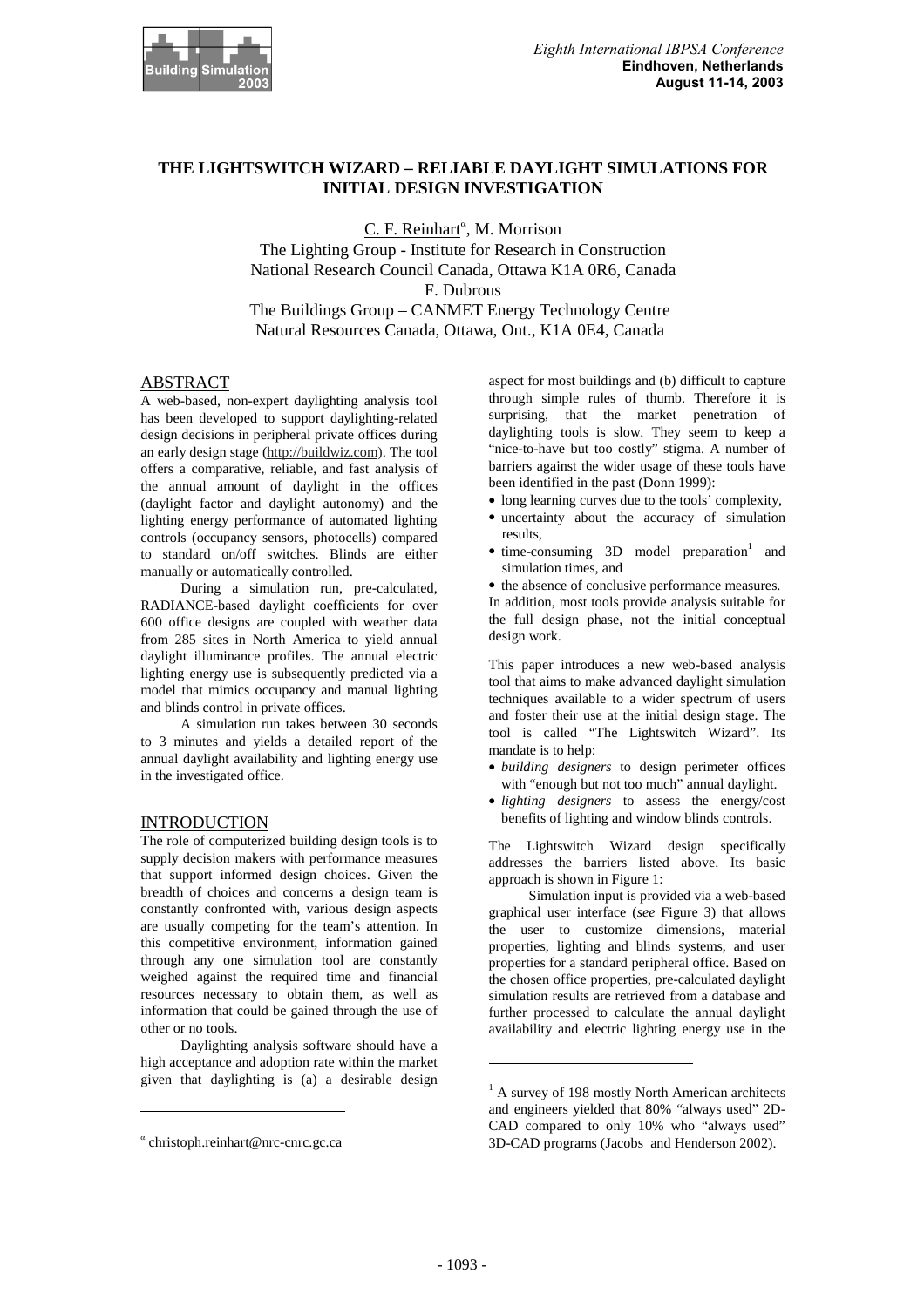# THE LIGHTSWITCH WIZARD – RELIABLE DAYLIGHT SIMULATIONS FOR INITIAL DESIGN INVESTIGATION

C. F. Reinhart[α], M. Morrison
The Lighting Group - Institute for Research in Construction
National Research Council Canada, Ottawa K1A 0R6, Canada
F. Dubrous
The Buildings Group – CANMET Energy Technology Centre
Natural Resources Canada, Ottawa, Ont., K1A 0E4, Canada

## ABSTRACT

A web-based, non-expert daylighting analysis tool has been developed to support daylighting-related design decisions in peripheral private offices during an early design stage (http://buildwiz.com). The tool offers a comparative, reliable, and fast analysis of the annual amount of daylight in the offices (daylight factor and daylight autonomy) and the lighting energy performance of automated lighting controls (occupancy sensors, photocells) compared to standard on/off switches. Blinds are either manually or automatically controlled.

During a simulation run, pre-calculated, RADIANCE-based daylight coefficients for over 600 office designs are coupled with weather data from 285 sites in North America to yield annual daylight illuminance profiles. The annual electric lighting energy use is subsequently predicted via a model that mimics occupancy and manual lighting and blinds control in private offices.

A simulation run takes between 30 seconds to 3 minutes and yields a detailed report of the annual daylight availability and lighting energy use in the investigated office.

## INTRODUCTION

The role of computerized building design tools is to supply decision makers with performance measures that support informed design choices. Given the breadth of choices and concerns a design team is constantly confronted with, various design aspects are usually competing for the team's attention. In this competitive environment, information gained through any one simulation tool are constantly weighed against the required time and financial resources necessary to obtain them, as well as information that could be gained through the use of other or no tools.

Daylighting analysis software should have a high acceptance and adoption rate within the market given that daylighting is (a) a desirable design aspect for most buildings and (b) difficult to capture through simple rules of thumb. Therefore it is surprising, that the market penetration of daylighting tools is slow. They seem to keep a "nice-to-have but too costly" stigma. A number of barriers against the wider usage of these tools have been identified in the past (Donn 1999):

- long learning curves due to the tools' complexity,
- uncertainty about the accuracy of simulation results,
- time-consuming 3D model preparation[1] and simulation times, and
- the absence of conclusive performance measures.

In addition, most tools provide analysis suitable for the full design phase, not the initial conceptual design work.

This paper introduces a new web-based analysis tool that aims to make advanced daylight simulation techniques available to a wider spectrum of users and foster their use at the initial design stage. The tool is called "The Lightswitch Wizard". Its mandate is to help:

- *building designers* to design perimeter offices with "enough but not too much" annual daylight.
- *lighting designers* to assess the energy/cost benefits of lighting and window blinds controls.

The Lightswitch Wizard design specifically addresses the barriers listed above. Its basic approach is shown in Figure 1:

Simulation input is provided via a web-based graphical user interface (*see* Figure 3) that allows the user to customize dimensions, material properties, lighting and blinds systems, and user properties for a standard peripheral office. Based on the chosen office properties, pre-calculated daylight simulation results are retrieved from a database and further processed to calculate the annual daylight availability and electric lighting energy use in the

---

[α] christoph.reinhart@nrc-cnrc.gc.ca

[1] A survey of 198 mostly North American architects and engineers yielded that 80% "always used" 2D-CAD compared to only 10% who "always used" 3D-CAD programs (Jacobs and Henderson 2002).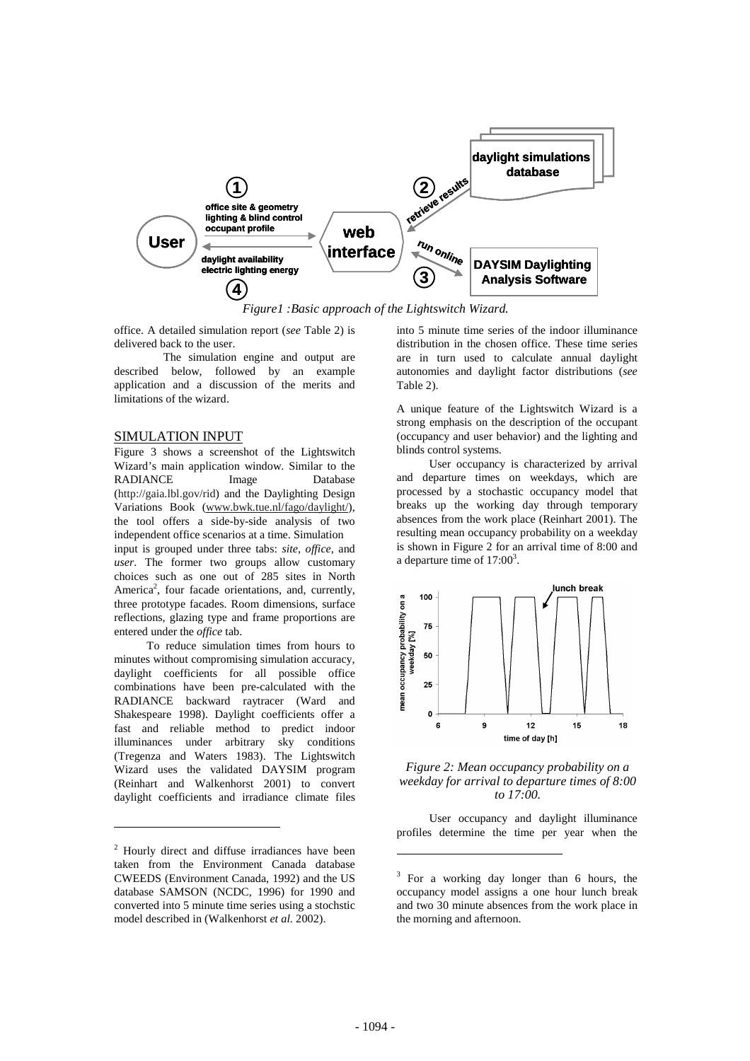1

office site & geometry
lighting & blind control
occupant profile

User

daylight availability
electric lighting energy

4

web interface

2 retrieve results

daylight simulations database

run online

3

DAYSIM Daylighting Analysis Software

*Figure1 :Basic approach of the Lightswitch Wizard.*

office. A detailed simulation report (*see* Table 2) is delivered back to the user.

The simulation engine and output are described below, followed by an example application and a discussion of the merits and limitations of the wizard.

## SIMULATION INPUT

Figure 3 shows a screenshot of the Lightswitch Wizard's main application window. Similar to the RADIANCE Image Database (http://gaia.lbl.gov/rid) and the Daylighting Design Variations Book (www.bwk.tue.nl/fago/daylight/), the tool offers a side-by-side analysis of two independent office scenarios at a time. Simulation input is grouped under three tabs: *site*, *office*, and *user*. The former two groups allow customary choices such as one out of 285 sites in North America[2], four facade orientations, and, currently, three prototype facades. Room dimensions, surface reflections, glazing type and frame proportions are entered under the *office* tab.

To reduce simulation times from hours to minutes without compromising simulation accuracy, daylight coefficients for all possible office combinations have been pre-calculated with the RADIANCE backward raytracer (Ward and Shakespeare 1998). Daylight coefficients offer a fast and reliable method to predict indoor illuminances under arbitrary sky conditions (Tregenza and Waters 1983). The Lightswitch Wizard uses the validated DAYSIM program (Reinhart and Walkenhorst 2001) to convert daylight coefficients and irradiance climate files into 5 minute time series of the indoor illuminance distribution in the chosen office. These time series are in turn used to calculate annual daylight autonomies and daylight factor distributions (*see* Table 2).

A unique feature of the Lightswitch Wizard is a strong emphasis on the description of the occupant (occupancy and user behavior) and the lighting and blinds control systems.

User occupancy is characterized by arrival and departure times on weekdays, which are processed by a stochastic occupancy model that breaks up the working day through temporary absences from the work place (Reinhart 2001). The resulting mean occupancy probability on a weekday is shown in Figure 2 for an arrival time of 8:00 and a departure time of 17:00[3].

lunch break

mean occupancy probability on a weekday [%]

100
75
50
25
0

6 9 12 15 18

time of day [h]

*Figure 2: Mean occupancy probability on a weekday for arrival to departure times of 8:00 to 17:00.*

User occupancy and daylight illuminance profiles determine the time per year when the

---

[2] Hourly direct and diffuse irradiances have been taken from the Environment Canada database CWEEDS (Environment Canada, 1992) and the US database SAMSON (NCDC, 1996) for 1990 and converted into 5 minute time series using a stochstic model described in (Walkenhorst *et al.* 2002).

[3] For a working day longer than 6 hours, the occupancy model assigns a one hour lunch break and two 30 minute absences from the work place in the morning and afternoon.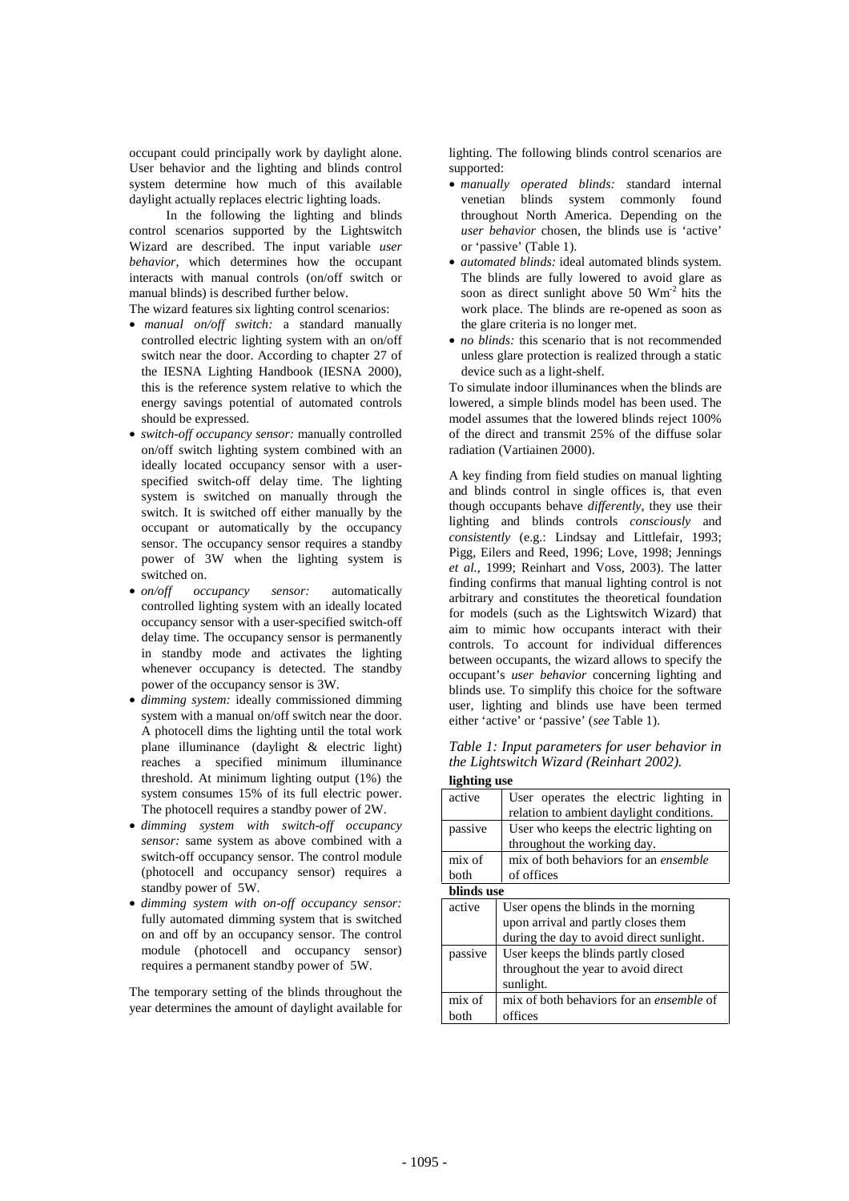occupant could principally work by daylight alone. User behavior and the lighting and blinds control system determine how much of this available daylight actually replaces electric lighting loads.

In the following the lighting and blinds control scenarios supported by the Lightswitch Wizard are described. The input variable *user behavior*, which determines how the occupant interacts with manual controls (on/off switch or manual blinds) is described further below.

The wizard features six lighting control scenarios:

- *manual on/off switch:* a standard manually controlled electric lighting system with an on/off switch near the door. According to chapter 27 of the IESNA Lighting Handbook (IESNA 2000), this is the reference system relative to which the energy savings potential of automated controls should be expressed.
- *switch-off occupancy sensor:* manually controlled on/off switch lighting system combined with an ideally located occupancy sensor with a user-specified switch-off delay time. The lighting system is switched on manually through the switch. It is switched off either manually by the occupant or automatically by the occupancy sensor. The occupancy sensor requires a standby power of 3W when the lighting system is switched on.
- *on/off occupancy sensor:* automatically controlled lighting system with an ideally located occupancy sensor with a user-specified switch-off delay time. The occupancy sensor is permanently in standby mode and activates the lighting whenever occupancy is detected. The standby power of the occupancy sensor is 3W.
- *dimming system:* ideally commissioned dimming system with a manual on/off switch near the door. A photocell dims the lighting until the total work plane illuminance (daylight & electric light) reaches a specified minimum illuminance threshold. At minimum lighting output (1%) the system consumes 15% of its full electric power. The photocell requires a standby power of 2W.
- *dimming system with switch-off occupancy sensor:* same system as above combined with a switch-off occupancy sensor. The control module (photocell and occupancy sensor) requires a standby power of 5W.
- *dimming system with on-off occupancy sensor:* fully automated dimming system that is switched on and off by an occupancy sensor. The control module (photocell and occupancy sensor) requires a permanent standby power of 5W.

The temporary setting of the blinds throughout the year determines the amount of daylight available for lighting. The following blinds control scenarios are supported:

- *manually operated blinds:* standard internal venetian blinds system commonly found throughout North America. Depending on the *user behavior* chosen, the blinds use is 'active' or 'passive' (Table 1).
- *automated blinds:* ideal automated blinds system. The blinds are fully lowered to avoid glare as soon as direct sunlight above 50 $Wm^{-2}$ hits the work place. The blinds are re-opened as soon as the glare criteria is no longer met.
- *no blinds:* this scenario that is not recommended unless glare protection is realized through a static device such as a light-shelf.

To simulate indoor illuminances when the blinds are lowered, a simple blinds model has been used. The model assumes that the lowered blinds reject 100% of the direct and transmit 25% of the diffuse solar radiation (Vartiainen 2000).

A key finding from field studies on manual lighting and blinds control in single offices is, that even though occupants behave *differently*, they use their lighting and blinds controls *consciously* and *consistently* (e.g.: Lindsay and Littlefair, 1993; Pigg, Eilers and Reed, 1996; Love, 1998; Jennings *et al.*, 1999; Reinhart and Voss, 2003). The latter finding confirms that manual lighting control is not arbitrary and constitutes the theoretical foundation for models (such as the Lightswitch Wizard) that aim to mimic how occupants interact with their controls. To account for individual differences between occupants, the wizard allows to specify the occupant's *user behavior* concerning lighting and blinds use. To simplify this choice for the software user, lighting and blinds use have been termed either 'active' or 'passive' (*see* Table 1).

*Table 1: Input parameters for user behavior in the Lightswitch Wizard (Reinhart 2002).*

| | |
|---|---|
| **lighting use** | |
| active | User operates the electric lighting in relation to ambient daylight conditions. |
| passive | User who keeps the electric lighting on throughout the working day. |
| mix of both | mix of both behaviors for an *ensemble* of offices |
| **blinds use** | |
| active | User opens the blinds in the morning upon arrival and partly closes them during the day to avoid direct sunlight. |
| passive | User keeps the blinds partly closed throughout the year to avoid direct sunlight. |
| mix of both | mix of both behaviors for an *ensemble* of offices |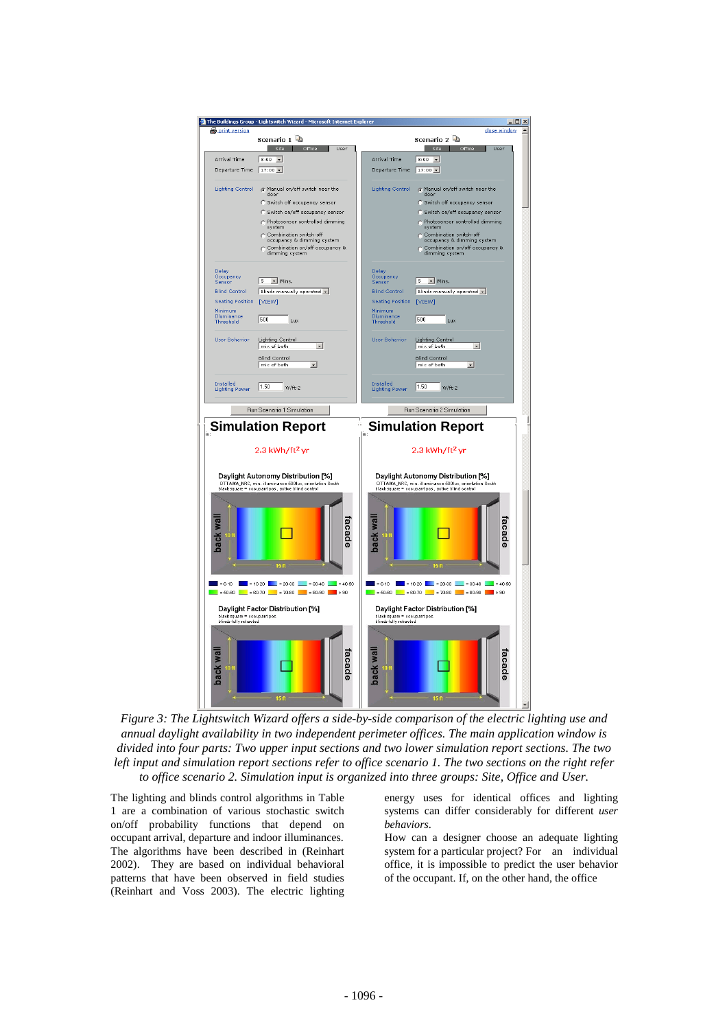*Figure 3: The Lightswitch Wizard offers a side-by-side comparison of the electric lighting use and annual daylight availability in two independent perimeter offices. The main application window is divided into four parts: Two upper input sections and two lower simulation report sections. The two left input and simulation report sections refer to office scenario 1. The two sections on the right refer to office scenario 2. Simulation input is organized into three groups: Site, Office and User.*

The lighting and blinds control algorithms in Table 1 are a combination of various stochastic switch on/off probability functions that depend on occupant arrival, departure and indoor illuminances. The algorithms have been described in (Reinhart 2002). They are based on individual behavioral patterns that have been observed in field studies (Reinhart and Voss 2003). The electric lighting energy uses for identical offices and lighting systems can differ considerably for different *user behaviors*.

How can a designer choose an adequate lighting system for a particular project? For an individual office, it is impossible to predict the user behavior of the occupant. If, on the other hand, the office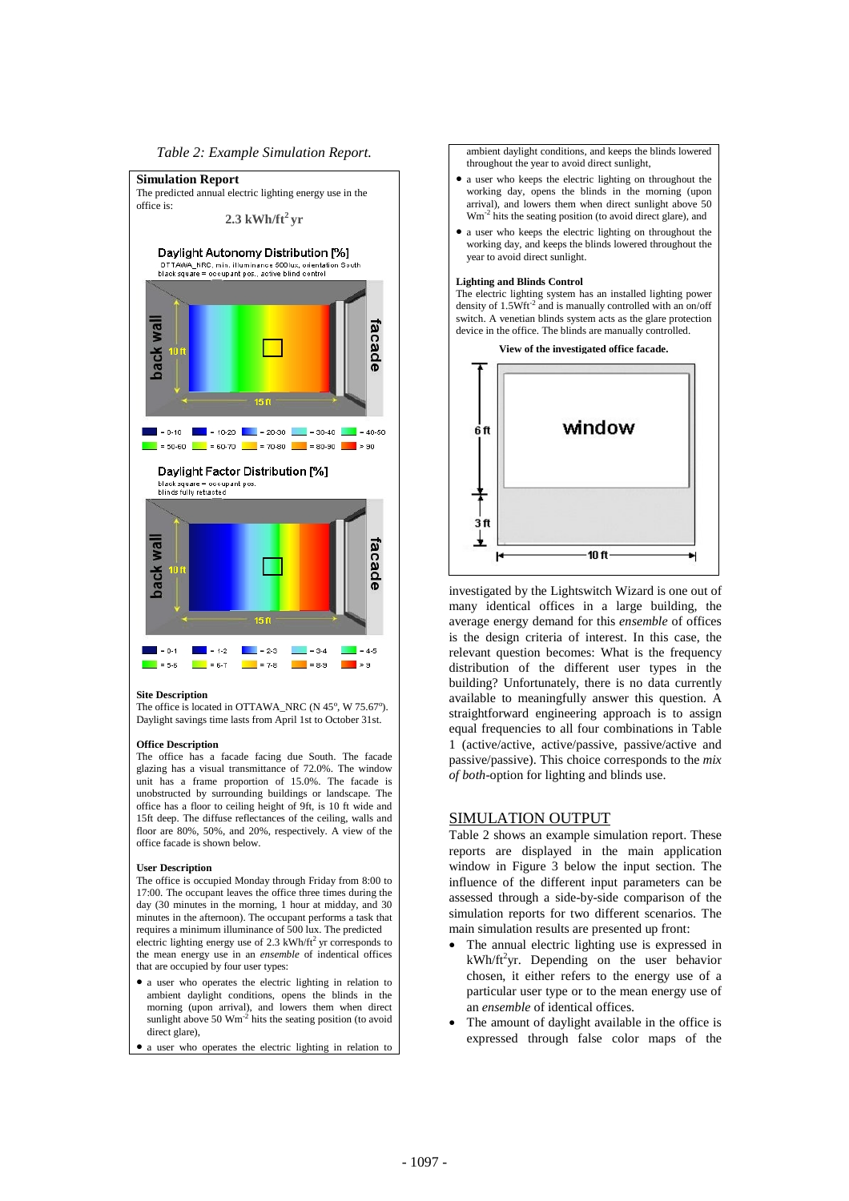*Table 2: Example Simulation Report.*

**Simulation Report**

The predicted annual electric lighting energy use in the office is:

**2.3 kWh/ft² yr**

Daylight Autonomy Distribution [%]

OTTAWA_NRC, min. illuminance 500lux, orientation South
black square = occupant pos., active blind control

back wall
facade
10 ft
15 ft

= 0-10 = 10-20 = 20-30 = 30-40 = 40-50
= 50-60 = 60-70 = 70-80 = 80-90 > 90

Daylight Factor Distribution [%]

black square = occupant pos.
blinds fully retracted

back wall
facade
10 ft
15 ft

= 0-1 = 1-2 = 2-3 = 3-4 = 4-5
= 5-6 = 6-7 = 7-8 = 8-9 > 9

**Site Description**

The office is located in OTTAWA_NRC (N 45°, W 75.67°). Daylight savings time lasts from April 1st to October 31st.

**Office Description**

The office has a facade facing due South. The facade glazing has a visual transmittance of 72.0%. The window unit has a frame proportion of 15.0%. The facade is unobstructed by surrounding buildings or landscape. The office has a floor to ceiling height of 9ft, is 10 ft wide and 15ft deep. The diffuse reflectances of the ceiling, walls and floor are 80%, 50%, and 20%, respectively. A view of the office facade is shown below.

**User Description**

The office is occupied Monday through Friday from 8:00 to 17:00. The occupant leaves the office three times during the day (30 minutes in the morning, 1 hour at midday, and 30 minutes in the afternoon). The occupant performs a task that requires a minimum illuminance of 500 lux. The predicted electric lighting energy use of 2.3 kWh/ft² yr corresponds to the mean energy use in an *ensemble* of indentical offices that are occupied by four user types:

- a user who operates the electric lighting in relation to ambient daylight conditions, opens the blinds in the morning (upon arrival), and lowers them when direct sunlight above 50 Wm⁻² hits the seating position (to avoid direct glare),
- a user who operates the electric lighting in relation to ambient daylight conditions, and keeps the blinds lowered throughout the year to avoid direct sunlight,
- a user who keeps the electric lighting on throughout the working day, opens the blinds in the morning (upon arrival), and lowers them when direct sunlight above 50 Wm⁻² hits the seating position (to avoid direct glare), and
- a user who keeps the electric lighting on throughout the working day, and keeps the blinds lowered throughout the year to avoid direct sunlight.

**Lighting and Blinds Control**

The electric lighting system has an installed lighting power density of 1.5Wft⁻² and is manually controlled with an on/off switch. A venetian blinds system acts as the glare protection device in the office. The blinds are manually controlled.

**View of the investigated office facade.**

window
6 ft
3 ft
10 ft

investigated by the Lightswitch Wizard is one out of many identical offices in a large building, the average energy demand for this *ensemble* of offices is the design criteria of interest. In this case, the relevant question becomes: What is the frequency distribution of the different user types in the building? Unfortunately, there is no data currently available to meaningfully answer this question. A straightforward engineering approach is to assign equal frequencies to all four combinations in Table 1 (active/active, active/passive, passive/active and passive/passive). This choice corresponds to the *mix of both*-option for lighting and blinds use.

## SIMULATION OUTPUT

Table 2 shows an example simulation report. These reports are displayed in the main application window in Figure 3 below the input section. The influence of the different input parameters can be assessed through a side-by-side comparison of the simulation reports for two different scenarios. The main simulation results are presented up front:

- The annual electric lighting use is expressed in kWh/ft²yr. Depending on the user behavior chosen, it either refers to the energy use of a particular user type or to the mean energy use of an *ensemble* of identical offices.
- The amount of daylight available in the office is expressed through false color maps of the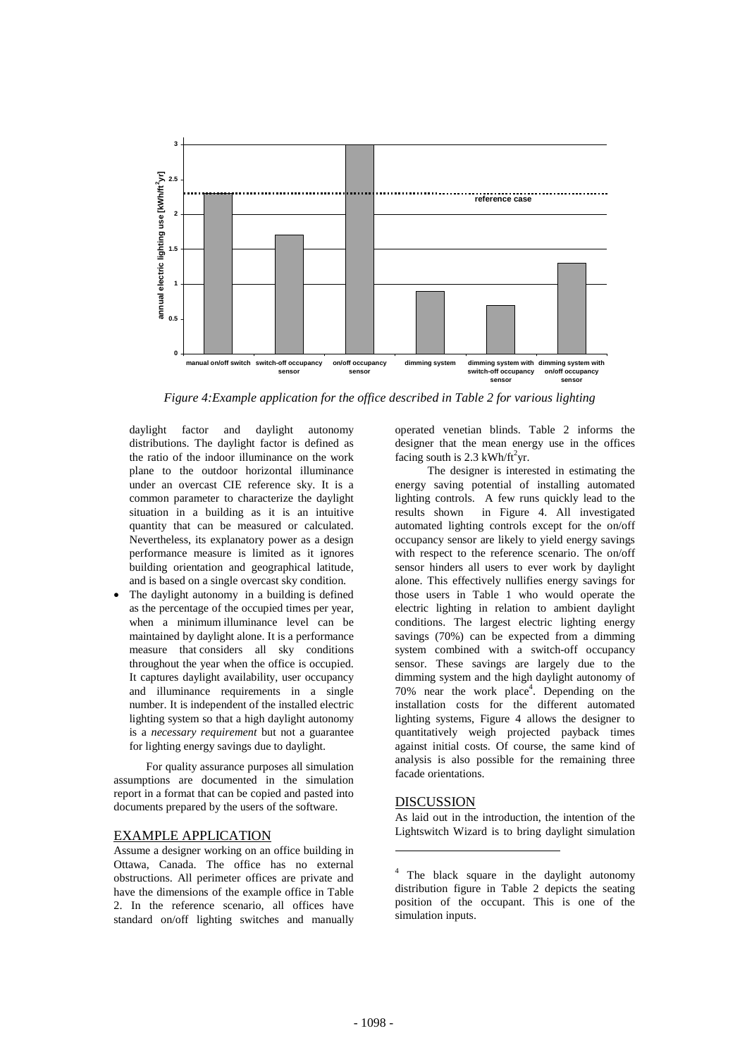annual electric lighting use [kWh/ft$^2$yr]

3

2.5

2

1.5

1

0.5

0

reference case

manual on/off switch

switch-off occupancy sensor

on/off occupancy sensor

dimming system

dimming system with switch-off occupancy sensor

dimming system with on/off occupancy sensor

*Figure 4:Example application for the office described in Table 2 for various lighting*

daylight factor and daylight autonomy distributions. The daylight factor is defined as the ratio of the indoor illuminance on the work plane to the outdoor horizontal illuminance under an overcast CIE reference sky. It is a common parameter to characterize the daylight situation in a building as it is an intuitive quantity that can be measured or calculated. Nevertheless, its explanatory power as a design performance measure is limited as it ignores building orientation and geographical latitude, and is based on a single overcast sky condition.

- The daylight autonomy in a building is defined as the percentage of the occupied times per year, when a minimum illuminance level can be maintained by daylight alone. It is a performance measure that considers all sky conditions throughout the year when the office is occupied. It captures daylight availability, user occupancy and illuminance requirements in a single number. It is independent of the installed electric lighting system so that a high daylight autonomy is a *necessary requirement* but not a guarantee for lighting energy savings due to daylight.

For quality assurance purposes all simulation assumptions are documented in the simulation report in a format that can be copied and pasted into documents prepared by the users of the software.

## EXAMPLE APPLICATION

Assume a designer working on an office building in Ottawa, Canada. The office has no external obstructions. All perimeter offices are private and have the dimensions of the example office in Table 2. In the reference scenario, all offices have standard on/off lighting switches and manually operated venetian blinds. Table 2 informs the designer that the mean energy use in the offices facing south is 2.3 kWh/ft$^2$yr.

The designer is interested in estimating the energy saving potential of installing automated lighting controls. A few runs quickly lead to the results shown in Figure 4. All investigated automated lighting controls except for the on/off occupancy sensor are likely to yield energy savings with respect to the reference scenario. The on/off sensor hinders all users to ever work by daylight alone. This effectively nullifies energy savings for those users in Table 1 who would operate the electric lighting in relation to ambient daylight conditions. The largest electric lighting energy savings (70%) can be expected from a dimming system combined with a switch-off occupancy sensor. These savings are largely due to the dimming system and the high daylight autonomy of 70% near the work place[4]. Depending on the installation costs for the different automated lighting systems, Figure 4 allows the designer to quantitatively weigh projected payback times against initial costs. Of course, the same kind of analysis is also possible for the remaining three facade orientations.

## DISCUSSION

As laid out in the introduction, the intention of the Lightswitch Wizard is to bring daylight simulation

[4] The black square in the daylight autonomy distribution figure in Table 2 depicts the seating position of the occupant. This is one of the simulation inputs.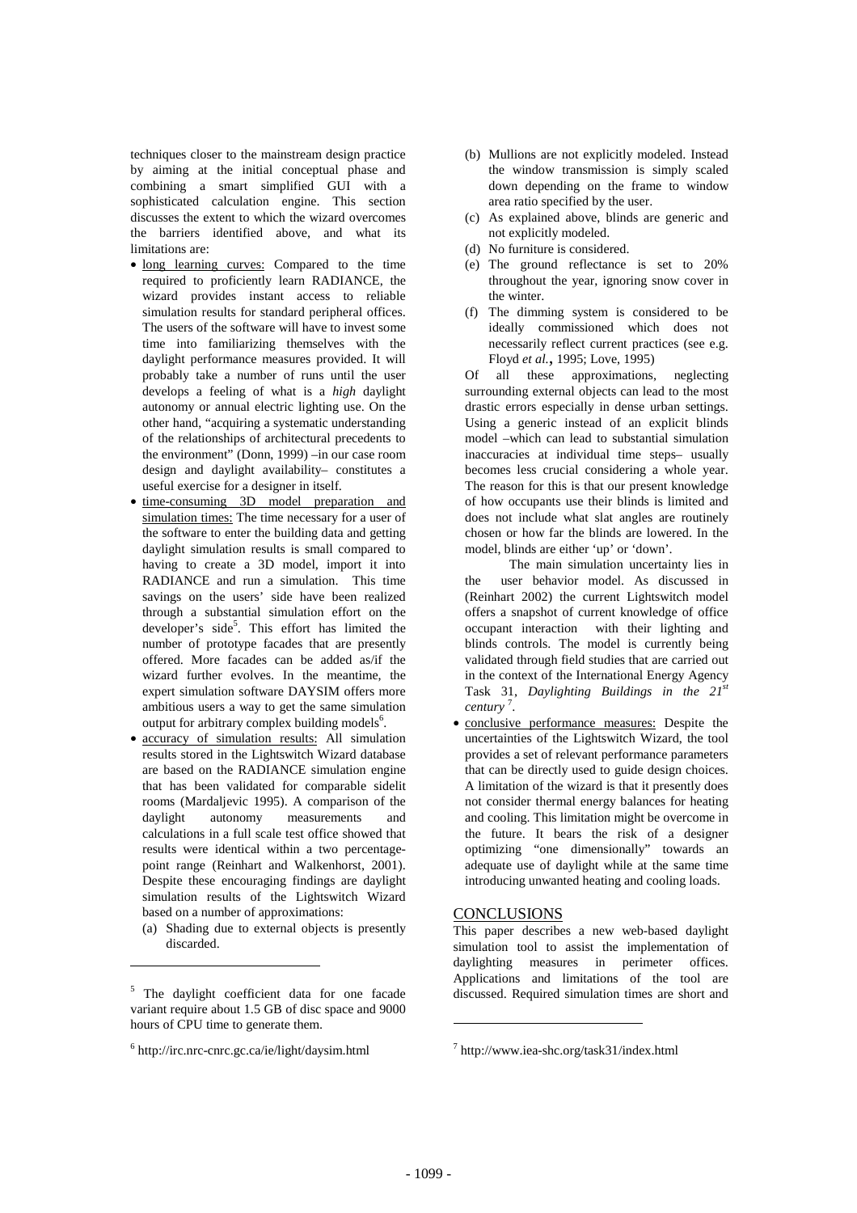techniques closer to the mainstream design practice by aiming at the initial conceptual phase and combining a smart simplified GUI with a sophisticated calculation engine. This section discusses the extent to which the wizard overcomes the barriers identified above, and what its limitations are:

- long learning curves: Compared to the time required to proficiently learn RADIANCE, the wizard provides instant access to reliable simulation results for standard peripheral offices. The users of the software will have to invest some time into familiarizing themselves with the daylight performance measures provided. It will probably take a number of runs until the user develops a feeling of what is a *high* daylight autonomy or annual electric lighting use. On the other hand, "acquiring a systematic understanding of the relationships of architectural precedents to the environment" (Donn, 1999) –in our case room design and daylight availability– constitutes a useful exercise for a designer in itself.
- time-consuming 3D model preparation and simulation times: The time necessary for a user of the software to enter the building data and getting daylight simulation results is small compared to having to create a 3D model, import it into RADIANCE and run a simulation. This time savings on the users' side have been realized through a substantial simulation effort on the developer's side[5]. This effort has limited the number of prototype facades that are presently offered. More facades can be added as/if the wizard further evolves. In the meantime, the expert simulation software DAYSIM offers more ambitious users a way to get the same simulation output for arbitrary complex building models[6].
- accuracy of simulation results: All simulation results stored in the Lightswitch Wizard database are based on the RADIANCE simulation engine that has been validated for comparable sidelit rooms (Mardaljevic 1995). A comparison of the daylight autonomy measurements and calculations in a full scale test office showed that results were identical within a two percentage-point range (Reinhart and Walkenhorst, 2001). Despite these encouraging findings are daylight simulation results of the Lightswitch Wizard based on a number of approximations:
  (a) Shading due to external objects is presently discarded.
  (b) Mullions are not explicitly modeled. Instead the window transmission is simply scaled down depending on the frame to window area ratio specified by the user.
  (c) As explained above, blinds are generic and not explicitly modeled.
  (d) No furniture is considered.
  (e) The ground reflectance is set to 20% throughout the year, ignoring snow cover in the winter.
  (f) The dimming system is considered to be ideally commissioned which does not necessarily reflect current practices (see e.g. Floyd *et al.*, 1995; Love, 1995)

  Of all these approximations, neglecting surrounding external objects can lead to the most drastic errors especially in dense urban settings. Using a generic instead of an explicit blinds model –which can lead to substantial simulation inaccuracies at individual time steps– usually becomes less crucial considering a whole year. The reason for this is that our present knowledge of how occupants use their blinds is limited and does not include what slat angles are routinely chosen or how far the blinds are lowered. In the model, blinds are either 'up' or 'down'.

  The main simulation uncertainty lies in the user behavior model. As discussed in (Reinhart 2002) the current Lightswitch model offers a snapshot of current knowledge of office occupant interaction with their lighting and blinds controls. The model is currently being validated through field studies that are carried out in the context of the International Energy Agency Task 31, *Daylighting Buildings in the 21st century*[7].
- conclusive performance measures: Despite the uncertainties of the Lightswitch Wizard, the tool provides a set of relevant performance parameters that can be directly used to guide design choices. A limitation of the wizard is that it presently does not consider thermal energy balances for heating and cooling. This limitation might be overcome in the future. It bears the risk of a designer optimizing "one dimensionally" towards an adequate use of daylight while at the same time introducing unwanted heating and cooling loads.

## CONCLUSIONS

This paper describes a new web-based daylight simulation tool to assist the implementation of daylighting measures in perimeter offices. Applications and limitations of the tool are discussed. Required simulation times are short and

[5] The daylight coefficient data for one facade variant require about 1.5 GB of disc space and 9000 hours of CPU time to generate them.

[6] http://irc.nrc-cnrc.gc.ca/ie/light/daysim.html

[7] http://www.iea-shc.org/task31/index.html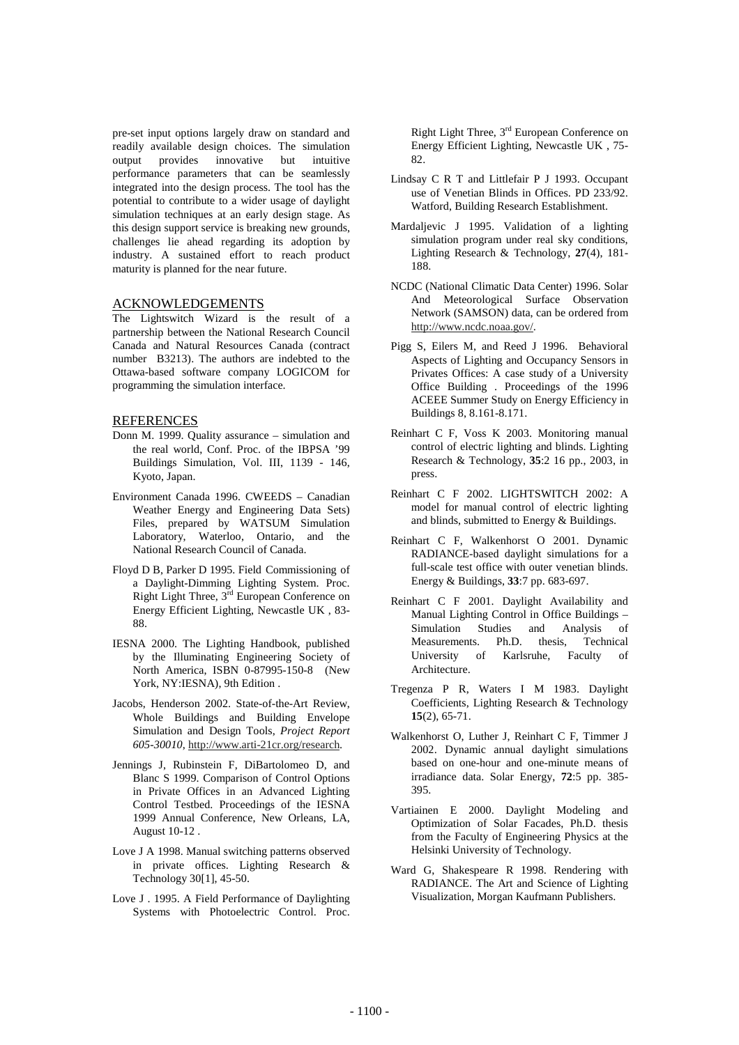pre-set input options largely draw on standard and readily available design choices. The simulation output provides innovative but intuitive performance parameters that can be seamlessly integrated into the design process. The tool has the potential to contribute to a wider usage of daylight simulation techniques at an early design stage. As this design support service is breaking new grounds, challenges lie ahead regarding its adoption by industry. A sustained effort to reach product maturity is planned for the near future.

## ACKNOWLEDGEMENTS

The Lightswitch Wizard is the result of a partnership between the National Research Council Canada and Natural Resources Canada (contract number B3213). The authors are indebted to the Ottawa-based software company LOGICOM for programming the simulation interface.

## REFERENCES

Donn M. 1999. Quality assurance – simulation and the real world, Conf. Proc. of the IBPSA '99 Buildings Simulation, Vol. III, 1139 - 146, Kyoto, Japan.

Environment Canada 1996. CWEEDS – Canadian Weather Energy and Engineering Data Sets) Files, prepared by WATSUM Simulation Laboratory, Waterloo, Ontario, and the National Research Council of Canada.

Floyd D B, Parker D 1995. Field Commissioning of a Daylight-Dimming Lighting System. Proc. Right Light Three, 3rd European Conference on Energy Efficient Lighting, Newcastle UK , 83-88.

IESNA 2000. The Lighting Handbook, published by the Illuminating Engineering Society of North America, ISBN 0-87995-150-8 (New York, NY:IESNA), 9th Edition .

Jacobs, Henderson 2002. State-of-the-Art Review, Whole Buildings and Building Envelope Simulation and Design Tools, *Project Report 605-30010*, http://www.arti-21cr.org/research.

Jennings J, Rubinstein F, DiBartolomeo D, and Blanc S 1999. Comparison of Control Options in Private Offices in an Advanced Lighting Control Testbed. Proceedings of the IESNA 1999 Annual Conference, New Orleans, LA, August 10-12 .

Love J A 1998. Manual switching patterns observed in private offices. Lighting Research & Technology 30[1], 45-50.

Love J . 1995. A Field Performance of Daylighting Systems with Photoelectric Control. Proc. Right Light Three, 3rd European Conference on Energy Efficient Lighting, Newcastle UK , 75-82.

Lindsay C R T and Littlefair P J 1993. Occupant use of Venetian Blinds in Offices. PD 233/92. Watford, Building Research Establishment.

Mardaljevic J 1995. Validation of a lighting simulation program under real sky conditions, Lighting Research & Technology, **27**(4), 181-188.

NCDC (National Climatic Data Center) 1996. Solar And Meteorological Surface Observation Network (SAMSON) data, can be ordered from http://www.ncdc.noaa.gov/.

Pigg S, Eilers M, and Reed J 1996. Behavioral Aspects of Lighting and Occupancy Sensors in Privates Offices: A case study of a University Office Building . Proceedings of the 1996 ACEEE Summer Study on Energy Efficiency in Buildings 8, 8.161-8.171.

Reinhart C F, Voss K 2003. Monitoring manual control of electric lighting and blinds. Lighting Research & Technology, **35**:2 16 pp., 2003, in press.

Reinhart C F 2002. LIGHTSWITCH 2002: A model for manual control of electric lighting and blinds, submitted to Energy & Buildings.

Reinhart C F, Walkenhorst O 2001. Dynamic RADIANCE-based daylight simulations for a full-scale test office with outer venetian blinds. Energy & Buildings, **33**:7 pp. 683-697.

Reinhart C F 2001. Daylight Availability and Manual Lighting Control in Office Buildings – Simulation Studies and Analysis of Measurements. Ph.D. thesis, Technical University of Karlsruhe, Faculty of Architecture.

Tregenza P R, Waters I M 1983. Daylight Coefficients, Lighting Research & Technology **15**(2), 65-71.

Walkenhorst O, Luther J, Reinhart C F, Timmer J 2002. Dynamic annual daylight simulations based on one-hour and one-minute means of irradiance data. Solar Energy, **72**:5 pp. 385-395.

Vartiainen E 2000. Daylight Modeling and Optimization of Solar Facades, Ph.D. thesis from the Faculty of Engineering Physics at the Helsinki University of Technology.

Ward G, Shakespeare R 1998. Rendering with RADIANCE. The Art and Science of Lighting Visualization, Morgan Kaufmann Publishers.